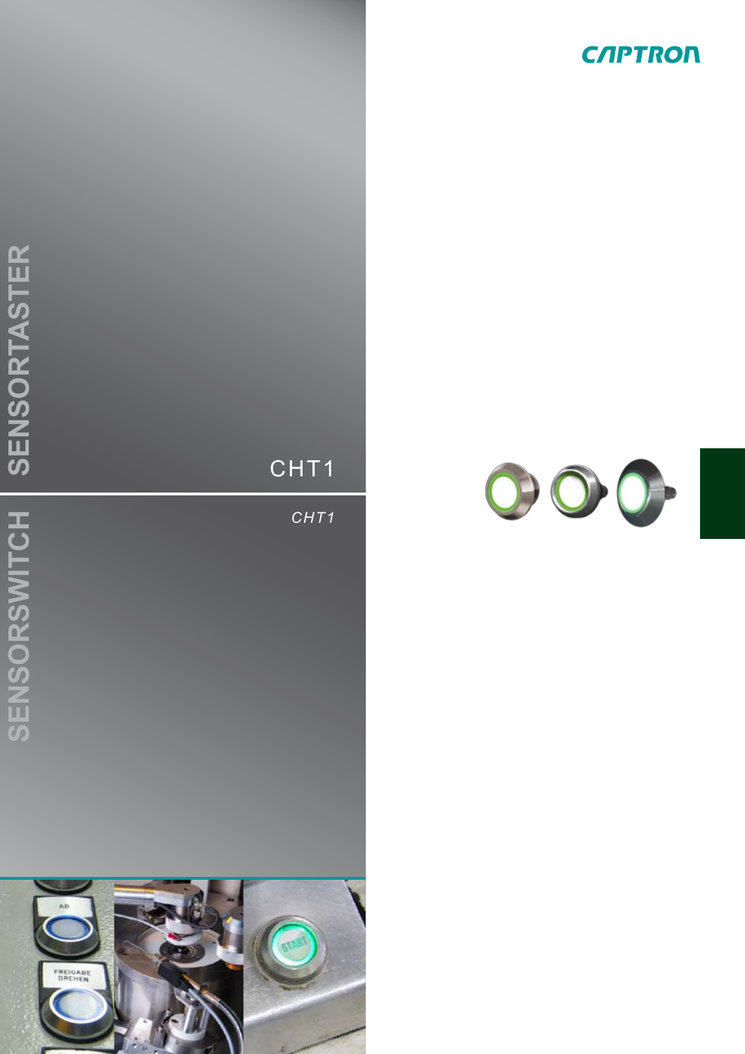CAPTRON

# SENSORTASTER

## CHT1

# SENSORSWITCH

## *CHT1*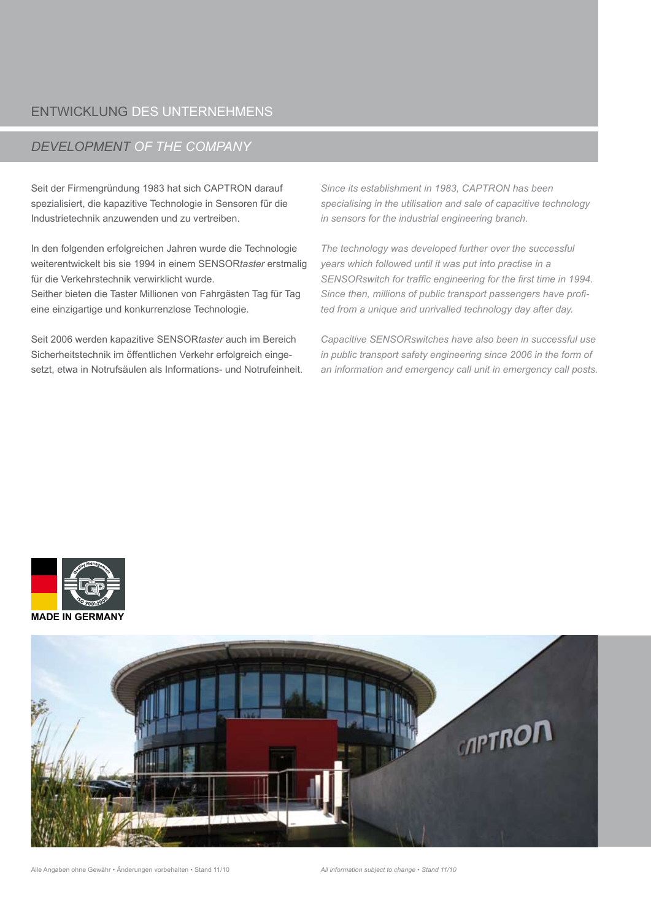## ENTWICKLUNG DES UNTERNEHMENS

## *DEVELOPMENT OF THE COMPANY*

Seit der Firmengründung 1983 hat sich CAPTRON darauf spezialisiert, die kapazitive Technologie in Sensoren für die Industrietechnik anzuwenden und zu vertreiben.

In den folgenden erfolgreichen Jahren wurde die Technologie weiterentwickelt bis sie 1994 in einem SENSOR*taster* erstmalig für die Verkehrstechnik verwirklicht wurde.
Seither bieten die Taster Millionen von Fahrgästen Tag für Tag eine einzigartige und konkurrenzlose Technologie.

Seit 2006 werden kapazitive SENSOR*taster* auch im Bereich Sicherheitstechnik im öffentlichen Verkehr erfolgreich eingesetzt, etwa in Notrufsäulen als Informations- und Notrufeinheit.

*Since its establishment in 1983, CAPTRON has been specialising in the utilisation and sale of capacitive technology in sensors for the industrial engineering branch.*

*The technology was developed further over the successful years which followed until it was put into practise in a SENSORswitch for traffic engineering for the first time in 1994. Since then, millions of public transport passengers have profited from a unique and unrivalled technology day after day.*

*Capacitive SENSORswitches have also been in successful use in public transport safety engineering since 2006 in the form of an information and emergency call unit in emergency call posts.*

**MADE IN GERMANY**

Alle Angaben ohne Gewähr • Änderungen vorbehalten • Stand 11/10

*All information subject to change • Stand 11/10*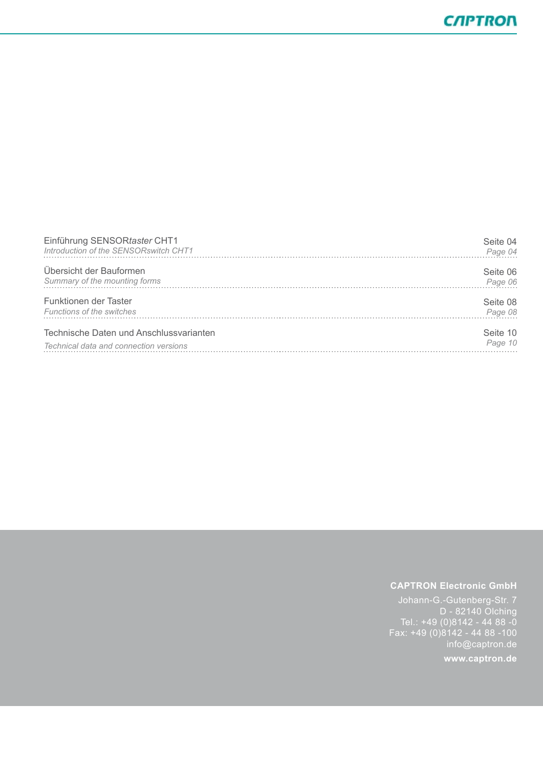Einführung SENSOR*taster* CHT1 — Seite 04
*Introduction of the SENSORswitch CHT1 — Page 04*

Übersicht der Bauformen — Seite 06
*Summary of the mounting forms — Page 06*

Funktionen der Taster — Seite 08
*Functions of the switches — Page 08*

Technische Daten und Anschlussvarianten — Seite 10
*Technical data and connection versions — Page 10*

**CAPTRON Electronic GmbH**
Johann-G.-Gutenberg-Str. 7
D - 82140 Olching
Tel.: +49 (0)8142 - 44 88 -0
Fax: +49 (0)8142 - 44 88 -100
info@captron.de
**www.captron.de**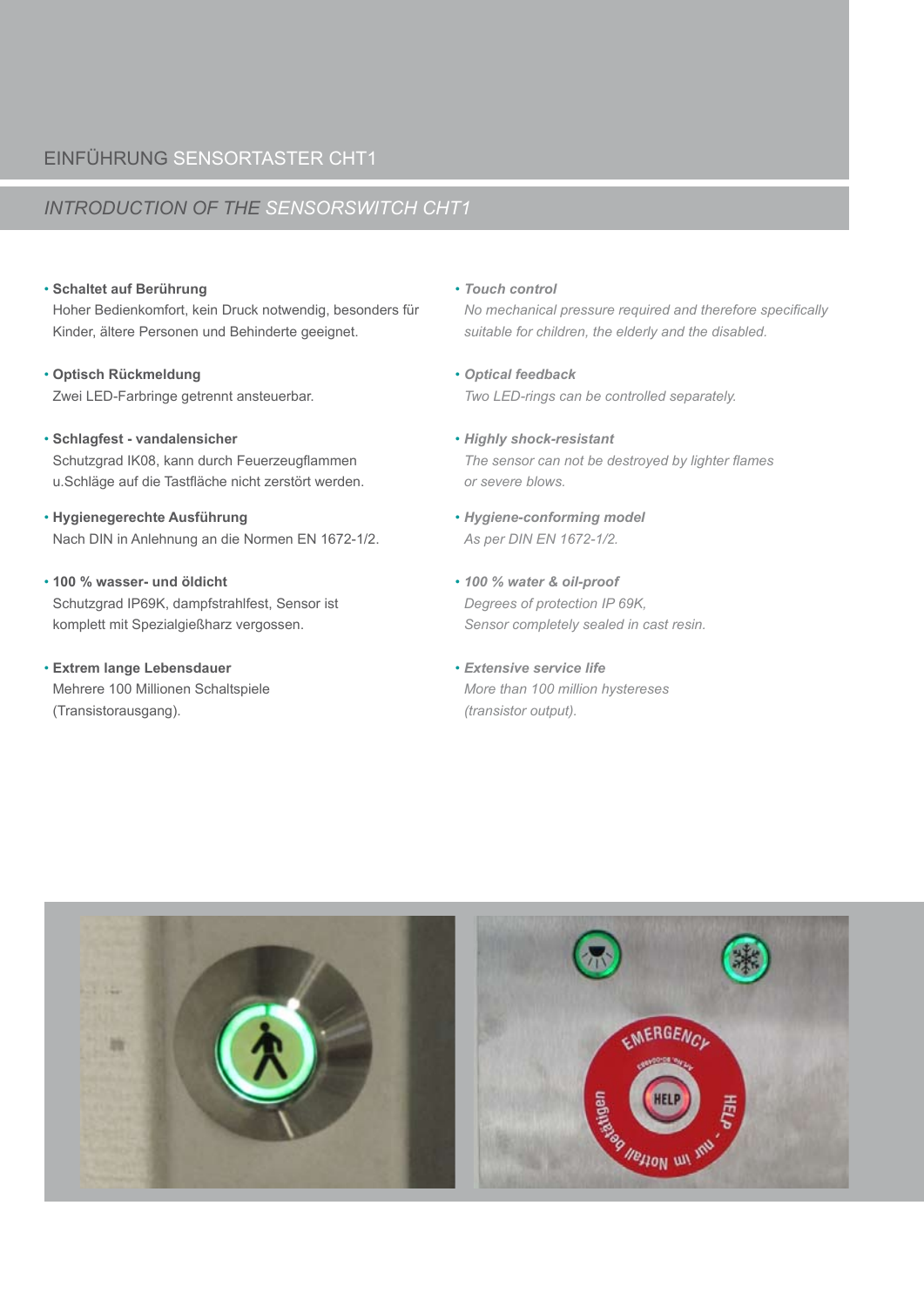## EINFÜHRUNG SENSORTASTER CHT1

## *INTRODUCTION OF THE SENSORSWITCH CHT1*

- **Schaltet auf Berührung**
  Hoher Bedienkomfort, kein Druck notwendig, besonders für Kinder, ältere Personen und Behinderte geeignet.

- **Optisch Rückmeldung**
  Zwei LED-Farbringe getrennt ansteuerbar.

- **Schlagfest - vandalensicher**
  Schutzgrad IK08, kann durch Feuerzeugflammen u.Schläge auf die Tastfläche nicht zerstört werden.

- **Hygienegerechte Ausführung**
  Nach DIN in Anlehnung an die Normen EN 1672-1/2.

- **100 % wasser- und öldicht**
  Schutzgrad IP69K, dampfstrahlfest, Sensor ist komplett mit Spezialgießharz vergossen.

- **Extrem lange Lebensdauer**
  Mehrere 100 Millionen Schaltspiele (Transistorausgang).

- ***Touch control***
  *No mechanical pressure required and therefore specifically suitable for children, the elderly and the disabled.*

- ***Optical feedback***
  *Two LED-rings can be controlled separately.*

- ***Highly shock-resistant***
  *The sensor can not be destroyed by lighter flames or severe blows.*

- ***Hygiene-conforming model***
  *As per DIN EN 1672-1/2.*

- ***100 % water & oil-proof***
  *Degrees of protection IP 69K, Sensor completely sealed in cast resin.*

- ***Extensive service life***
  *More than 100 million hystereses (transistor output).*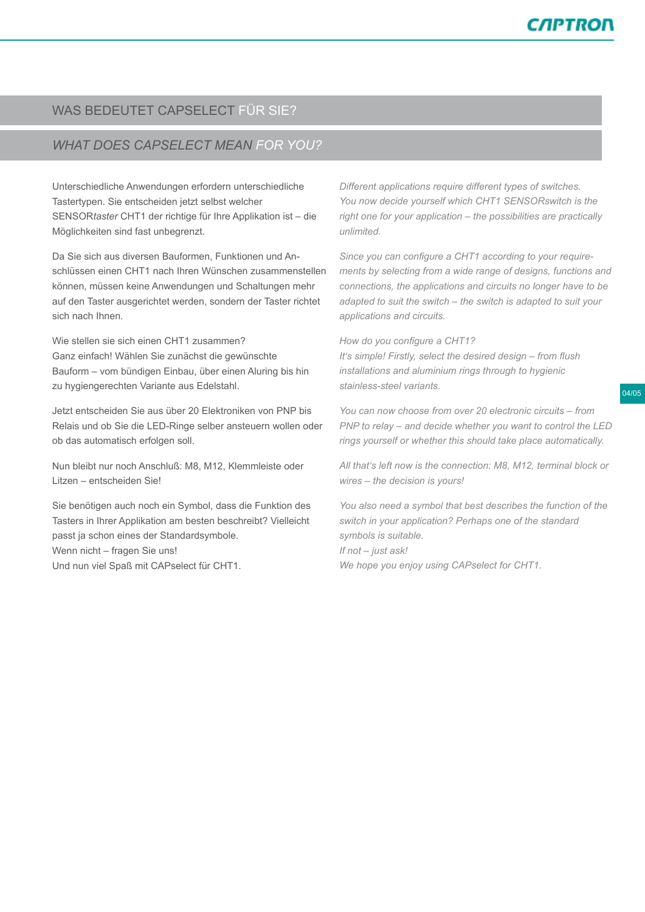## WAS BEDEUTET CAPSELECT FÜR SIE?

## *WHAT DOES CAPSELECT MEAN FOR YOU?*

Unterschiedliche Anwendungen erfordern unterschiedliche Tastertypen. Sie entscheiden jetzt selbst welcher SENSOR*taster* CHT1 der richtige für Ihre Applikation ist – die Möglichkeiten sind fast unbegrenzt.

Da Sie sich aus diversen Bauformen, Funktionen und Anschlüssen einen CHT1 nach Ihren Wünschen zusammenstellen können, müssen keine Anwendungen und Schaltungen mehr auf den Taster ausgerichtet werden, sondern der Taster richtet sich nach Ihnen.

Wie stellen sie sich einen CHT1 zusammen?
Ganz einfach! Wählen Sie zunächst die gewünschte Bauform – vom bündigen Einbau, über einen Aluring bis hin zu hygienegerechten Variante aus Edelstahl.

Jetzt entscheiden Sie aus über 20 Elektroniken von PNP bis Relais und ob Sie die LED-Ringe selber ansteuern wollen oder ob das automatisch erfolgen soll.

Nun bleibt nur noch Anschluß: M8, M12, Klemmleiste oder Litzen – entscheiden Sie!

Sie benötigen auch noch ein Symbol, dass die Funktion des Tasters in Ihrer Applikation am besten beschreibt? Vielleicht passt ja schon eines der Standardsymbole.
Wenn nicht – fragen Sie uns!
Und nun viel Spaß mit CAPselect für CHT1.

*Different applications require different types of switches. You now decide yourself which CHT1 SENSORswitch is the right one for your application – the possibilities are practically unlimited.*

*Since you can configure a CHT1 according to your requirements by selecting from a wide range of designs, functions and connections, the applications and circuits no longer have to be adapted to suit the switch – the switch is adapted to suit your applications and circuits.*

*How do you configure a CHT1?*
*It's simple! Firstly, select the desired design – from flush installations and aluminium rings through to hygienic stainless-steel variants.*

*You can now choose from over 20 electronic circuits – from PNP to relay – and decide whether you want to control the LED rings yourself or whether this should take place automatically.*

*All that's left now is the connection: M8, M12, terminal block or wires – the decision is yours!*

*You also need a symbol that best describes the function of the switch in your application? Perhaps one of the standard symbols is suitable.*
*If not – just ask!*
*We hope you enjoy using CAPselect for CHT1.*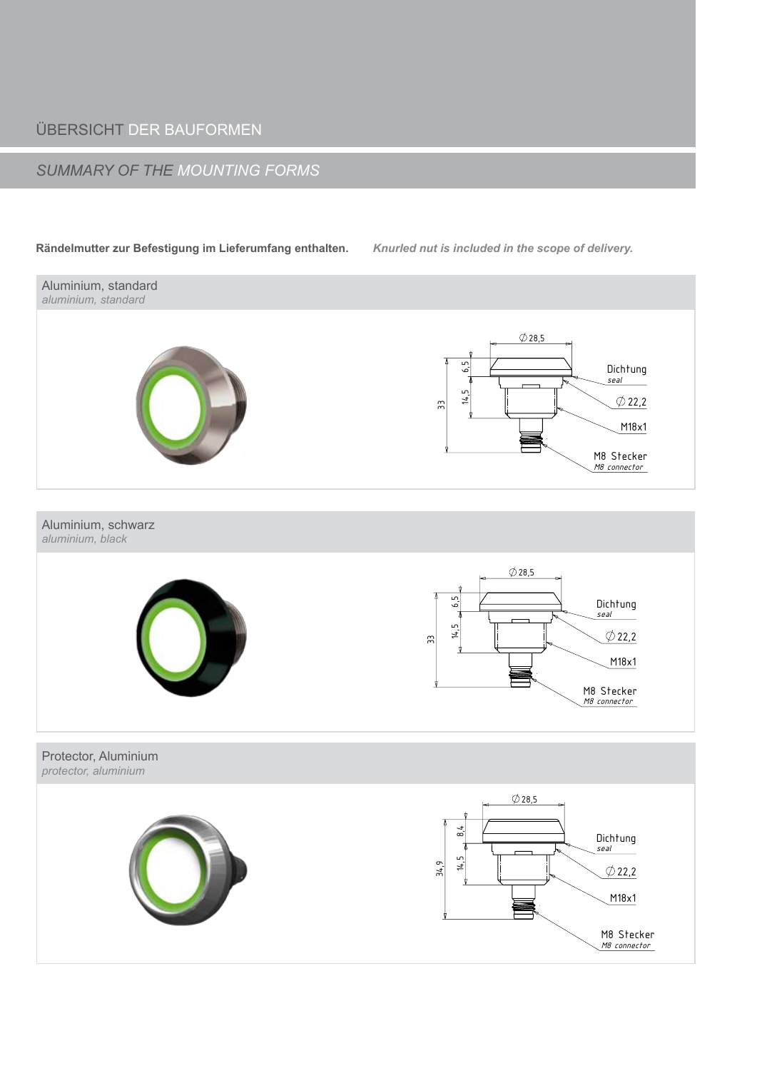# ÜBERSICHT DER BAUFORMEN

## *SUMMARY OF THE MOUNTING FORMS*

**Rändelmutter zur Befestigung im Lieferumfang enthalten.** ***Knurled nut is included in the scope of delivery.***

### Aluminium, standard
*aluminium, standard*

Ø 28,5
6,5
14,5
33
Dichtung *seal*
Ø 22,2
M18x1
M8 Stecker *M8 connector*

### Aluminium, schwarz
*aluminium, black*

Ø 28,5
6,5
14,5
33
Dichtung *seal*
Ø 22,2
M18x1
M8 Stecker *M8 connector*

### Protector, Aluminium
*protector, aluminium*

Ø 28,5
8,4
14,5
34,9
Dichtung *seal*
Ø 22,2
M18x1
M8 Stecker *M8 connector*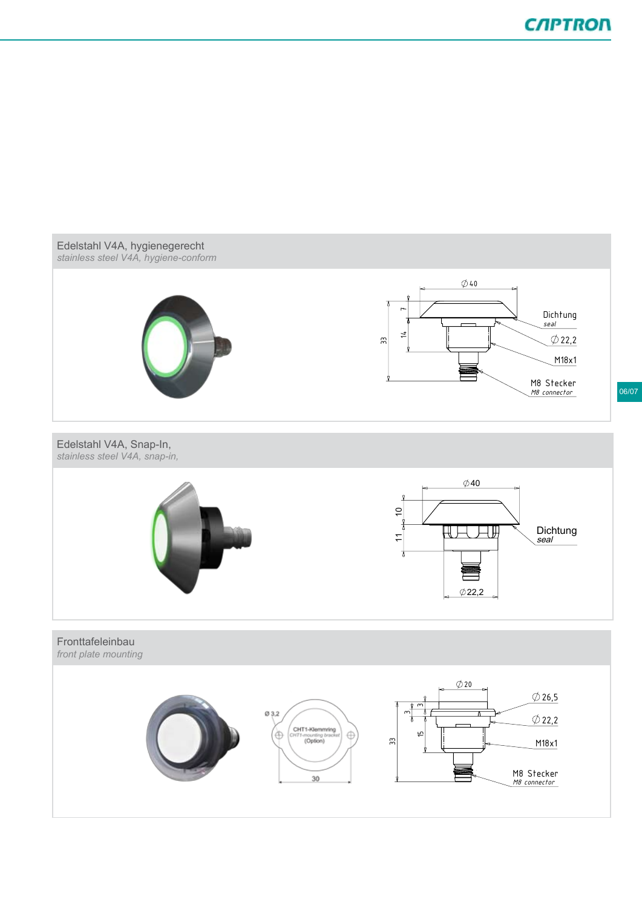## Edelstahl V4A, hygienegerecht

*stainless steel V4A, hygiene-conform*

Ø 40

7

14

33

Dichtung
*seal*

Ø 22,2

M18x1

M8 Stecker
*M8 connector*

## Edelstahl V4A, Snap-In,

*stainless steel V4A, snap-in,*

Ø 40

10

11

Dichtung
*seal*

Ø 22,2

## Fronttafeleinbau

*front plate mounting*

Ø 3,2

CHT1-Klemmring
*CHT1-mounting bracket*
(Option)

30

Ø 20

3

3

3

15

33

Ø 26,5

Ø 22,2

M18x1

M8 Stecker
*M8 connector*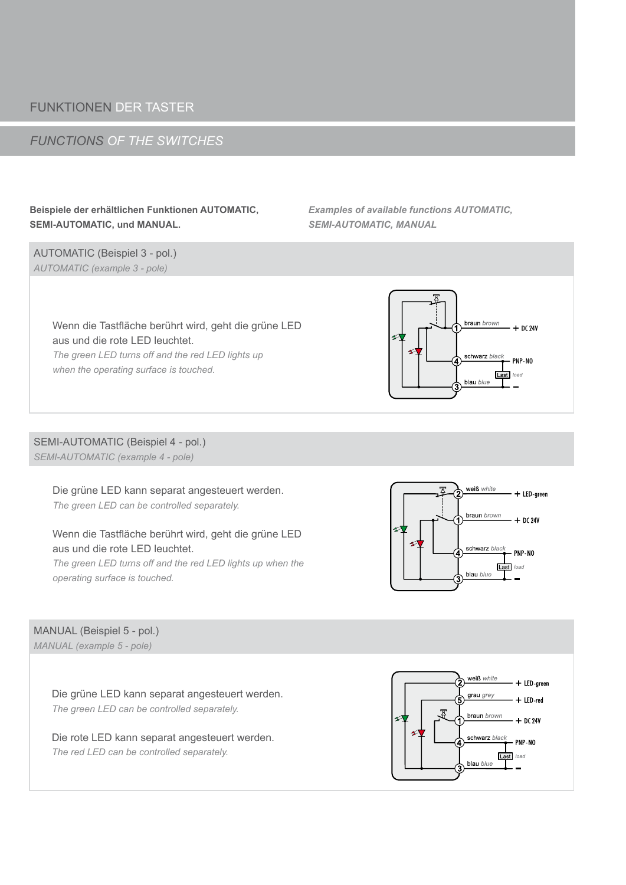# FUNKTIONEN DER TASTER

## *FUNCTIONS OF THE SWITCHES*

**Beispiele der erhältlichen Funktionen AUTOMATIC, SEMI-AUTOMATIC, und MANUAL.**

***Examples of available functions AUTOMATIC, SEMI-AUTOMATIC, MANUAL***

### AUTOMATIC (Beispiel 3 - pol.)

*AUTOMATIC (example 3 - pole)*

Wenn die Tastfläche berührt wird, geht die grüne LED aus und die rote LED leuchtet.

*The green LED turns off and the red LED lights up when the operating surface is touched.*

1 braun *brown* + DC 24V
4 schwarz *black* PNP-NO
Last *load*
3 blau *blue* –

### SEMI-AUTOMATIC (Beispiel 4 - pol.)

*SEMI-AUTOMATIC (example 4 - pole)*

Die grüne LED kann separat angesteuert werden.

*The green LED can be controlled separately.*

Wenn die Tastfläche berührt wird, geht die grüne LED aus und die rote LED leuchtet.

*The green LED turns off and the red LED lights up when the operating surface is touched.*

2 weiß *white* + LED-green
1 braun *brown* + DC 24V
4 schwarz *black* PNP-NO
Last *load*
3 blau *blue* –

### MANUAL (Beispiel 5 - pol.)

*MANUAL (example 5 - pole)*

Die grüne LED kann separat angesteuert werden.

*The green LED can be controlled separately.*

Die rote LED kann separat angesteuert werden.

*The red LED can be controlled separately.*

2 weiß *white* + LED-green
5 grau *grey* + LED-red
1 braun *brown* + DC 24V
4 schwarz *black* PNP-NO
Last *load*
3 blau *blue* –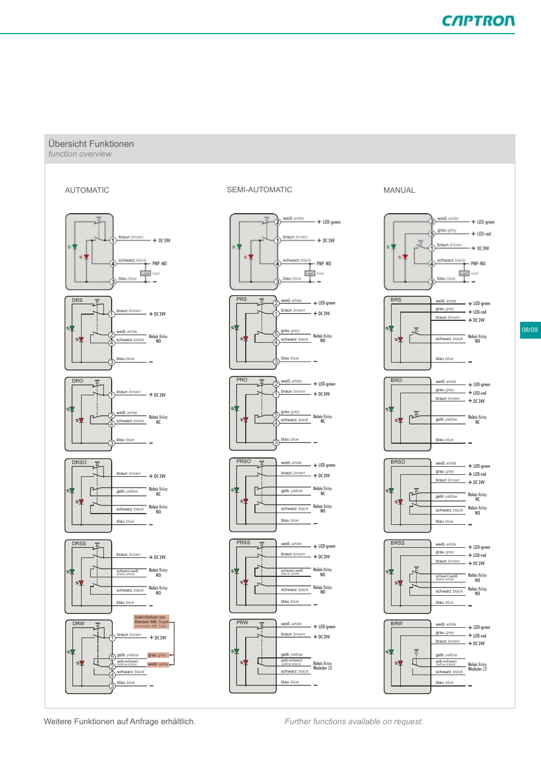## Übersicht Funktionen

*function overview*

AUTOMATIC

SEMI-AUTOMATIC

MANUAL

weiß *white* + LED-green

grau *grey* + LED-red

braun *brown* + DC 24V

schwarz *black* PNP-NO

Last *load*

blau *blue* –

DRS

braun-*brown* + DC 24V

weiß *white*

schwarz-*black* Relais Relay NO

blau-*blue* –

DRO

braun *brown* + DC 24V

weiß *white*

schwarz-*black* Relais Relay NC

blau *blue* –

DRSO

braun *brown* + DC 24V

gelb *yellow* Relais Relay NC

schwarz *black* Relais Relay NO

blau *blue* –

DRSS

braun *brown* + DC 24V

schwarz-weiß *black-white* Relais Relay NO

schwarz *black* Relais Relay NO

blau *blue* –

DRW

Adernfarben bei Stecker M8, 5-pol *connector M8, 5-pin*

braun *brown* + DC 24V

gelb *yellow* — grau *grey*

gelb-schwarz *yellow-black* — weiß *white*

schwarz *black*

blau *blue* –

PRS

weiß *white* + LED-green

braun *brown* + DC 24V

grau *grey*

schwarz *black* Relais Relay NO

blau *blue* –

PRO

weiß *white* + LED-green

braun *brown* + DC 24V

grau *grey*

schwarz *black* Relais Relay NC

blau *blue* –

PRSO

weiß *white* + LED-green

braun *brown* + DC 24V

gelb *yellow* Relais Relay NC

schwarz *black* Relais Relay NO

blau *blue* –

PRSS

weiß *white* + LED-green

braun *brown* + DC 24V

schwarz-weiß *black-white* Relais Relay NO

schwarz *black* Relais Relay NO

blau *blue* –

PRW

weiß *white* + LED-green

braun *brown* + DC 24V

gelb *yellow*

gelb-schwarz *yellow-black* Relais Relay Wechsler CO

schwarz *black*

blau *blue* –

BRS

weiß *white* + LED-green

grau *grey* + LED-red

braun *brown* + DC 24V

schwarz *black* Relais Relay NO

blau *blue* –

BRO

weiß *white* + LED-green

grau *grey* + LED-red

braun *brown* + DC 24V

gelb *yellow* Relais Relay NC

blau *blue* –

BRSO

weiß *white* + LED-green

grau *grey* + LED-red

braun *brown* + DC 24V

gelb *yellow* Relais Relay NC

schwarz *black* Relais Relay NO

blau *blue* –

BRSS

weiß *white* + LED-green

grau *grey* + LED-red

braun *brown* + DC 24V

schwarz-weiß *black-white* Relais Relay NO

schwarz *black* Relais Relay NO

blau *blue* –

BRW

weiß *white* + LED-green

grau *grey* + LED-red

braun *brown* + DC 24V

gelb *yellow*

gelb-schwarz *yellow-black* Relais Relay Wechsler CO

schwarz *black*

blau *blue* –

Weitere Funktionen auf Anfrage erhältlich.

*Further functions available on request.*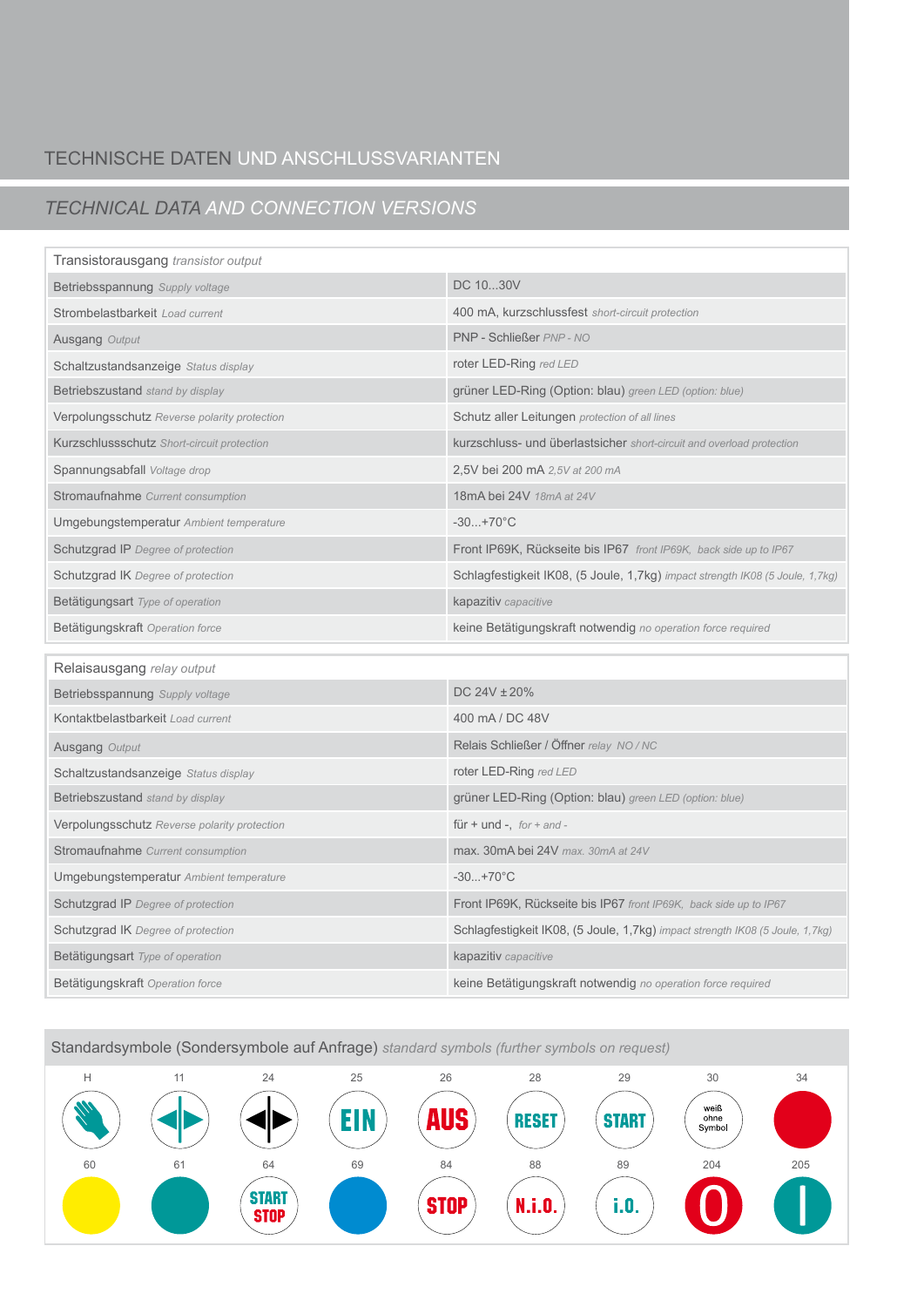# TECHNISCHE DATEN UND ANSCHLUSSVARIANTEN

## *TECHNICAL DATA AND CONNECTION VERSIONS*

| Transistorausgang *transistor output* | |
|---|---|
| Betriebsspannung *Supply voltage* | DC 10...30V |
| Strombelastbarkeit *Load current* | 400 mA, kurzschlussfest *short-circuit protection* |
| Ausgang *Output* | PNP - Schließer *PNP - NO* |
| Schaltzustandsanzeige *Status display* | roter LED-Ring *red LED* |
| Betriebszustand *stand by display* | grüner LED-Ring (Option: blau) *green LED (option: blue)* |
| Verpolungsschutz *Reverse polarity protection* | Schutz aller Leitungen *protection of all lines* |
| Kurzschlussschutz *Short-circuit protection* | kurzschluss- und überlastsicher *short-circuit and overload protection* |
| Spannungsabfall *Voltage drop* | 2,5V bei 200 mA *2,5V at 200 mA* |
| Stromaufnahme *Current consumption* | 18mA bei 24V *18mA at 24V* |
| Umgebungstemperatur *Ambient temperature* | -30...+70°C |
| Schutzgrad IP *Degree of protection* | Front IP69K, Rückseite bis IP67 *front IP69K, back side up to IP67* |
| Schutzgrad IK *Degree of protection* | Schlagfestigkeit IK08, (5 Joule, 1,7kg) *impact strength IK08 (5 Joule, 1,7kg)* |
| Betätigungsart *Type of operation* | kapazitiv *capacitive* |
| Betätigungskraft *Operation force* | keine Betätigungskraft notwendig *no operation force required* |

| Relaisausgang *relay output* | |
|---|---|
| Betriebsspannung *Supply voltage* | DC 24V ± 20% |
| Kontaktbelastbarkeit *Load current* | 400 mA / DC 48V |
| Ausgang *Output* | Relais Schließer / Öffner *relay NO / NC* |
| Schaltzustandsanzeige *Status display* | roter LED-Ring *red LED* |
| Betriebszustand *stand by display* | grüner LED-Ring (Option: blau) *green LED (option: blue)* |
| Verpolungsschutz *Reverse polarity protection* | für + und -, *for + and -* |
| Stromaufnahme *Current consumption* | max. 30mA bei 24V *max. 30mA at 24V* |
| Umgebungstemperatur *Ambient temperature* | -30...+70°C |
| Schutzgrad IP *Degree of protection* | Front IP69K, Rückseite bis IP67 *front IP69K, back side up to IP67* |
| Schutzgrad IK *Degree of protection* | Schlagfestigkeit IK08, (5 Joule, 1,7kg) *impact strength IK08 (5 Joule, 1,7kg)* |
| Betätigungsart *Type of operation* | kapazitiv *capacitive* |
| Betätigungskraft *Operation force* | keine Betätigungskraft notwendig *no operation force required* |

### Standardsymbole (Sondersymbole auf Anfrage) *standard symbols (further symbols on request)*

| H | 11 | 24 | 25 | 26 | 28 | 29 | 30 | 34 |
|---|---|---|---|---|---|---|---|---|
| | | | EIN | AUS | RESET | START | weiß ohne Symbol | |

| 60 | 61 | 64 | 69 | 84 | 88 | 89 | 204 | 205 |
|---|---|---|---|---|---|---|---|---|
| | | START STOP | | STOP | N.i.O. | i.O. | O | I |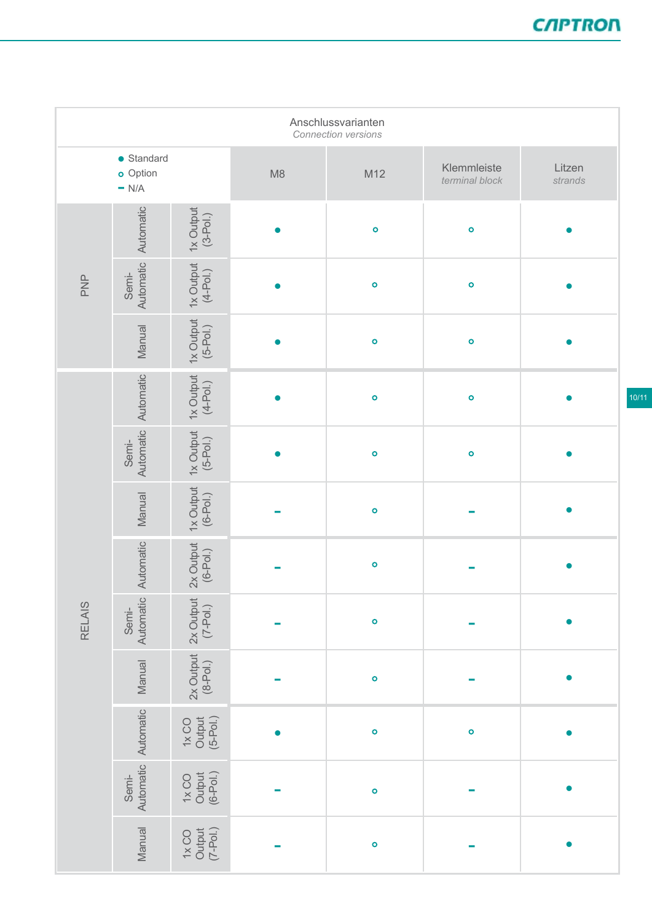| Anschlussvarianten *Connection versions* | | | M8 | M12 | Klemmleiste *terminal block* | Litzen *strands* |
|---|---|---|---|---|---|---|
| ● Standard ○ Option – N/A | | | | | | |
| PNP | Automatic | 1x Output (3-Pol.) | ● | ○ | ○ | ● |
| PNP | Semi-Automatic | 1x Output (4-Pol.) | ● | ○ | ○ | ● |
| PNP | Manual | 1x Output (5-Pol.) | ● | ○ | ○ | ● |
| RELAIS | Automatic | 1x Output (4-Pol.) | ● | ○ | ○ | ● |
| RELAIS | Semi-Automatic | 1x Output (5-Pol.) | ● | ○ | ○ | ● |
| RELAIS | Manual | 1x Output (6-Pol.) | – | ○ | – | ● |
| RELAIS | Automatic | 2x Output (6-Pol.) | – | ○ | – | ● |
| RELAIS | Semi-Automatic | 2x Output (7-Pol.) | – | ○ | – | ● |
| RELAIS | Manual | 2x Output (8-Pol.) | – | ○ | – | ● |
| RELAIS | Automatic | 1x CO Output (5-Pol.) | ● | ○ | ○ | ● |
| RELAIS | Semi-Automatic | 1x CO Output (6-Pol.) | – | ○ | – | ● |
| RELAIS | Manual | 1x CO Output (7-Pol.) | – | ○ | – | ● |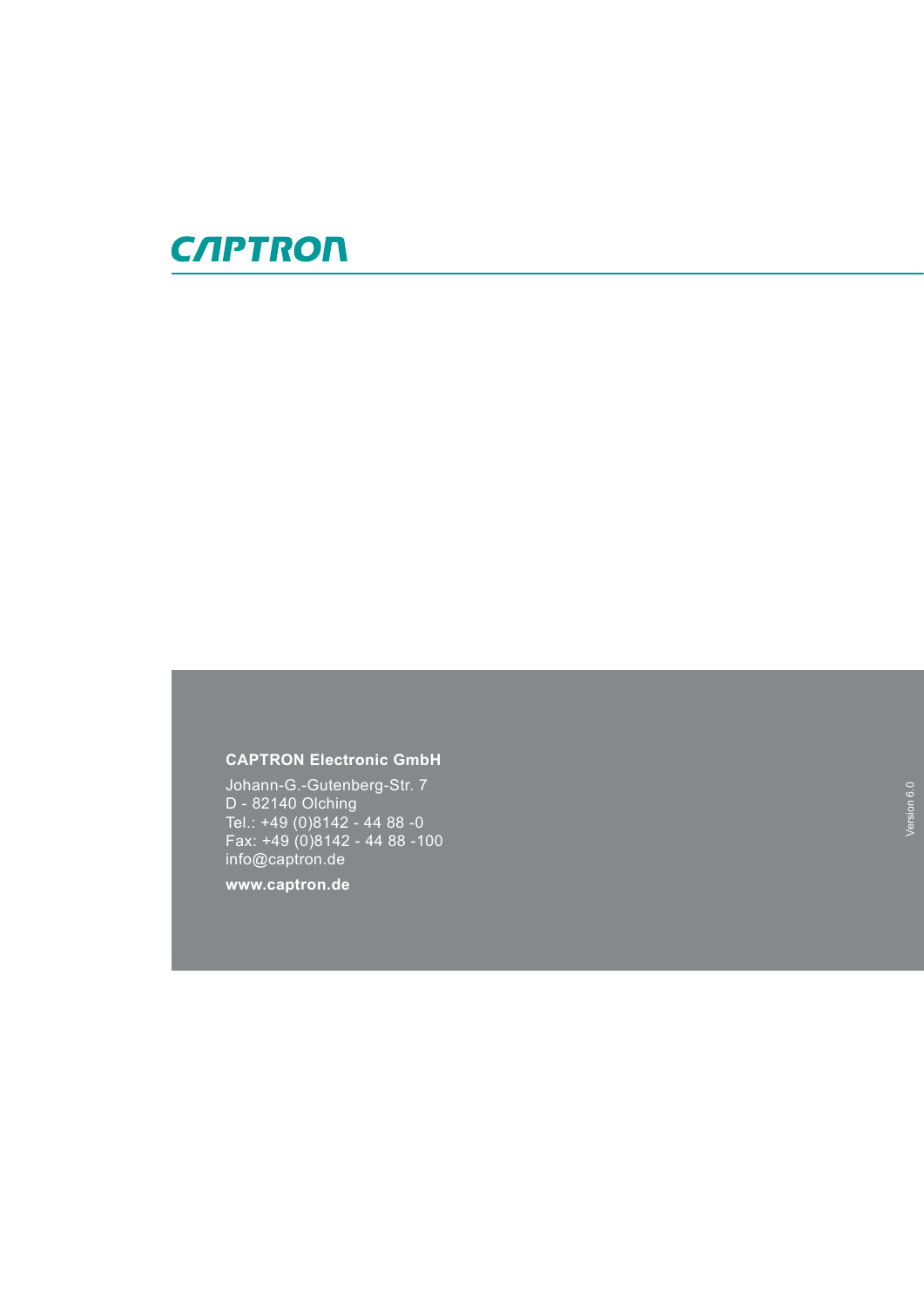CAPTRON

**CAPTRON Electronic GmbH**

Johann-G.-Gutenberg-Str. 7
D - 82140 Olching
Tel.: +49 (0)8142 - 44 88 -0
Fax: +49 (0)8142 - 44 88 -100
info@captron.de

**www.captron.de**

Version 6.0